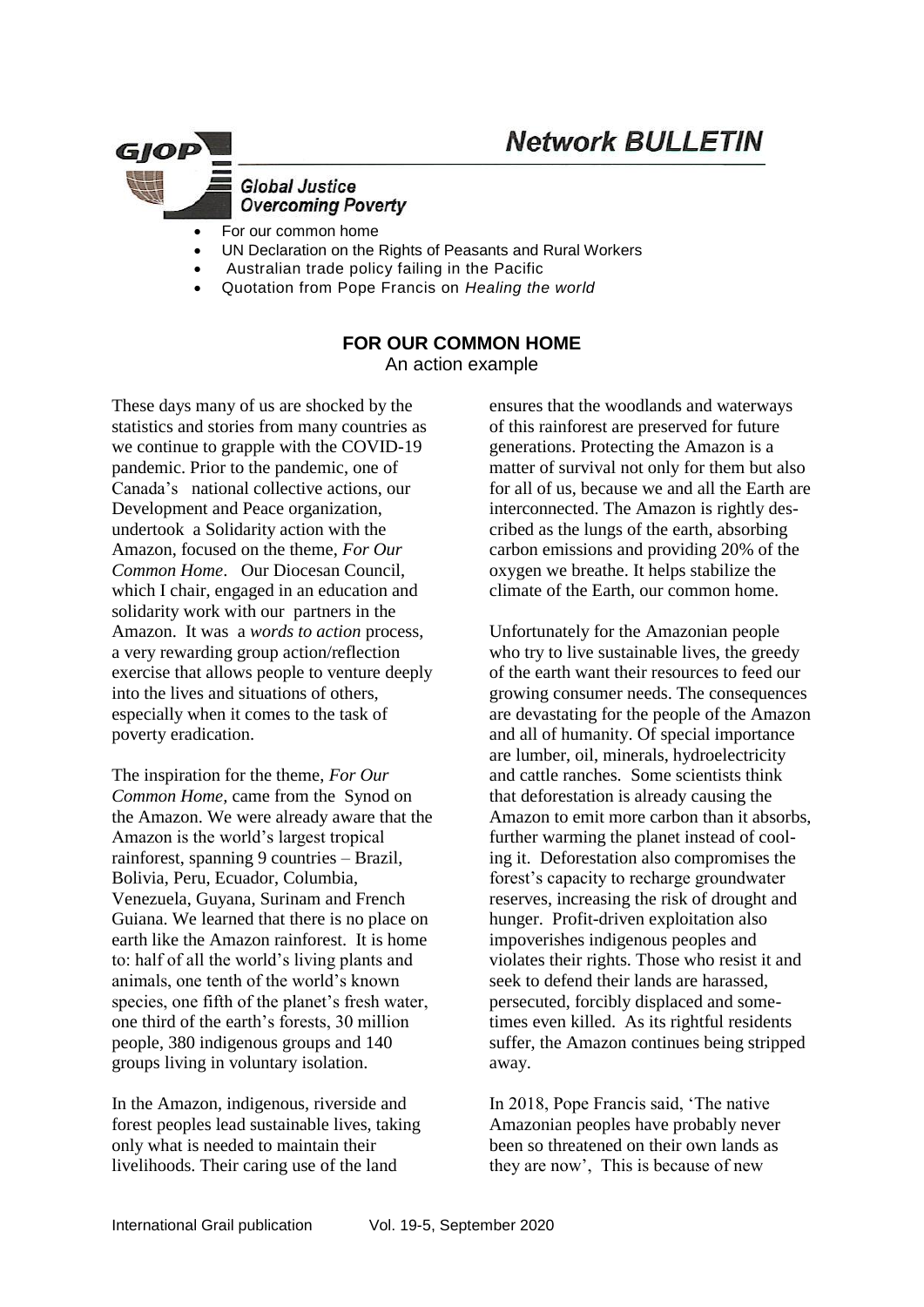# Network BULLETIN

GJOP

Global Justice Overcoming Poverty

- For our common home
- UN Declaration on the Rights of Peasants and Rural Workers
- Australian trade policy failing in the Pacific
- Quotation from Pope Francis on *Healing the world*

## FOR OUR COMMON HOME

An action example

These days many of us are shocked by the statistics and stories from many countries as we continue to grapple with the COVID-19 pandemic. Prior to the pandemic, one of Canada's national collective actions, our Development and Peace organization, undertook a Solidarity action with the Amazon, focused on the theme, *For Our Common Home*. Our Diocesan Council, which I chair, engaged in an education and solidarity work with our partners in the Amazon. It was a *words to action* process, a very rewarding group action/reflection exercise that allows people to venture deeply into the lives and situations of others, especially when it comes to the task of poverty eradication.

The inspiration for the theme, *For Our Common Home,* came from the Synod on the Amazon. We were already aware that the Amazon is the world's largest tropical rainforest, spanning 9 countries – Brazil, Bolivia, Peru, Ecuador, Columbia, Venezuela, Guyana, Surinam and French Guiana. We learned that there is no place on earth like the Amazon rainforest. It is home to: half of all the world's living plants and animals, one tenth of the world's known species, one fifth of the planet's fresh water, one third of the earth's forests, 30 million people, 380 indigenous groups and 140 groups living in voluntary isolation.

In the Amazon, indigenous, riverside and forest peoples lead sustainable lives, taking only what is needed to maintain their livelihoods. Their caring use of the land ensures that the woodlands and waterways of this rainforest are preserved for future generations. Protecting the Amazon is a matter of survival not only for them but also for all of us, because we and all the Earth are interconnected. The Amazon is rightly described as the lungs of the earth, absorbing carbon emissions and providing 20% of the oxygen we breathe. It helps stabilize the climate of the Earth, our common home.

Unfortunately for the Amazonian people who try to live sustainable lives, the greedy of the earth want their resources to feed our growing consumer needs. The consequences are devastating for the people of the Amazon and all of humanity. Of special importance are lumber, oil, minerals, hydroelectricity and cattle ranches. Some scientists think that deforestation is already causing the Amazon to emit more carbon than it absorbs, further warming the planet instead of cooling it. Deforestation also compromises the forest's capacity to recharge groundwater reserves, increasing the risk of drought and hunger. Profit-driven exploitation also impoverishes indigenous peoples and violates their rights. Those who resist it and seek to defend their lands are harassed, persecuted, forcibly displaced and sometimes even killed. As its rightful residents suffer, the Amazon continues being stripped away.

In 2018, Pope Francis said, 'The native Amazonian peoples have probably never been so threatened on their own lands as they are now', This is because of new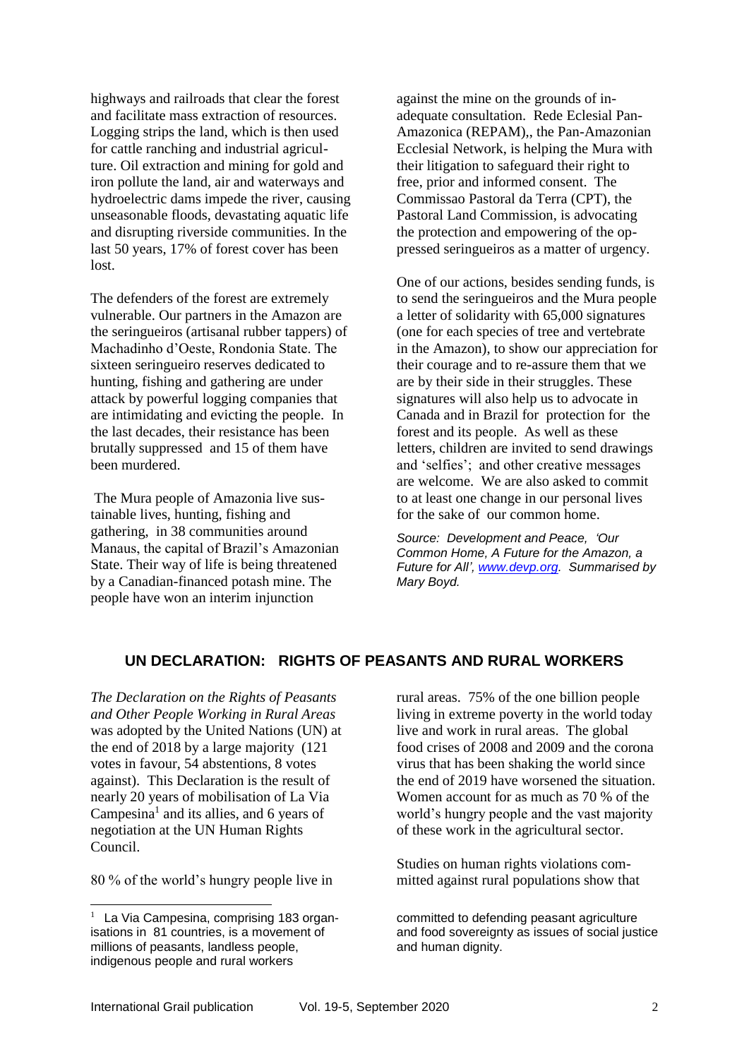highways and railroads that clear the forest and facilitate mass extraction of resources. Logging strips the land, which is then used for cattle ranching and industrial agriculture. Oil extraction and mining for gold and iron pollute the land, air and waterways and hydroelectric dams impede the river, causing unseasonable floods, devastating aquatic life and disrupting riverside communities. In the last 50 years, 17% of forest cover has been lost.

The defenders of the forest are extremely vulnerable. Our partners in the Amazon are the seringueiros (artisanal rubber tappers) of Machadinho d'Oeste, Rondonia State. The sixteen seringueiro reserves dedicated to hunting, fishing and gathering are under attack by powerful logging companies that are intimidating and evicting the people. In the last decades, their resistance has been brutally suppressed and 15 of them have been murdered.

The Mura people of Amazonia live sustainable lives, hunting, fishing and gathering, in 38 communities around Manaus, the capital of Brazil's Amazonian State. Their way of life is being threatened by a Canadian-financed potash mine. The people have won an interim injunction against the mine on the grounds of inadequate consultation. Rede Eclesial Pan-Amazonica (REPAM),, the Pan-Amazonian Ecclesial Network, is helping the Mura with their litigation to safeguard their right to free, prior and informed consent. The Commissao Pastoral da Terra (CPT), the Pastoral Land Commission, is advocating the protection and empowering of the oppressed seringueiros as a matter of urgency.

One of our actions, besides sending funds, is to send the seringueiros and the Mura people a letter of solidarity with 65,000 signatures (one for each species of tree and vertebrate in the Amazon), to show our appreciation for their courage and to re-assure them that we are by their side in their struggles. These signatures will also help us to advocate in Canada and in Brazil for protection for the forest and its people. As well as these letters, children are invited to send drawings and 'selfies'; and other creative messages are welcome. We are also asked to commit to at least one change in our personal lives for the sake of our common home.

*Source: Development and Peace, 'Our Common Home, A Future for the Amazon, a Future for All', [www.devp.org](www.devp.org). Summarised by Mary Boyd.*

## UN DECLARATION: RIGHTS OF PEASANTS AND RURAL WORKERS

*The Declaration on the Rights of Peasants and Other People Working in Rural Areas* was adopted by the United Nations (UN) at the end of 2018 by a large majority (121 votes in favour, 54 abstentions, 8 votes against). This Declaration is the result of nearly 20 years of mobilisation of La Via Campesina[1] and its allies, and 6 years of negotiation at the UN Human Rights Council.

80 % of the world's hungry people live in rural areas. 75% of the one billion people living in extreme poverty in the world today live and work in rural areas. The global food crises of 2008 and 2009 and the corona virus that has been shaking the world since the end of 2019 have worsened the situation. Women account for as much as 70 % of the world's hungry people and the vast majority of these work in the agricultural sector.

Studies on human rights violations committed against rural populations show that

[1] La Via Campesina, comprising 183 organisations in 81 countries, is a movement of millions of peasants, landless people, indigenous people and rural workers committed to defending peasant agriculture and food sovereignty as issues of social justice and human dignity.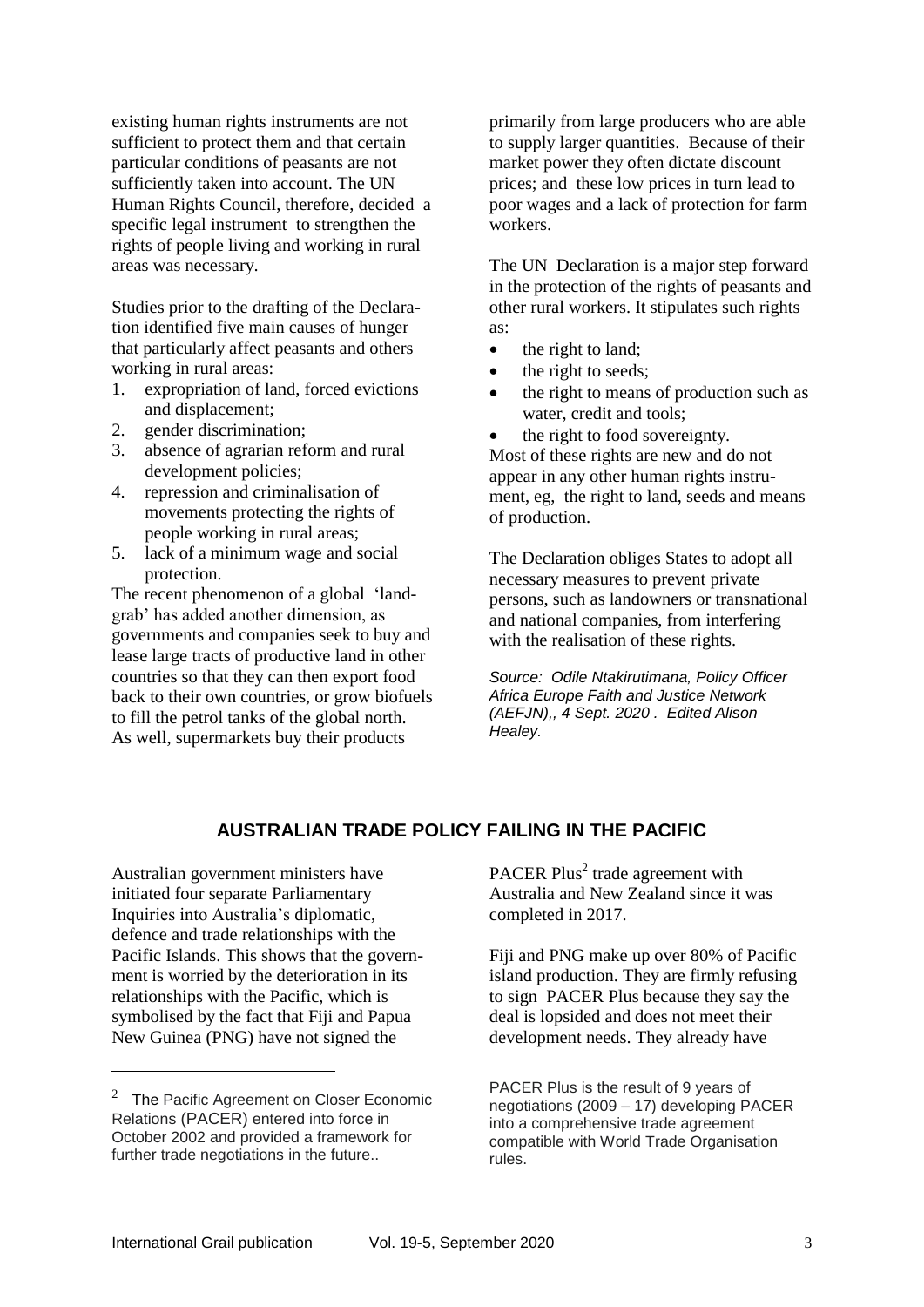existing human rights instruments are not sufficient to protect them and that certain particular conditions of peasants are not sufficiently taken into account. The UN Human Rights Council, therefore, decided a specific legal instrument to strengthen the rights of people living and working in rural areas was necessary.

Studies prior to the drafting of the Declaration identified five main causes of hunger that particularly affect peasants and others working in rural areas:

1. expropriation of land, forced evictions and displacement;
2. gender discrimination;
3. absence of agrarian reform and rural development policies;
4. repression and criminalisation of movements protecting the rights of people working in rural areas;
5. lack of a minimum wage and social protection.

The recent phenomenon of a global 'land-grab' has added another dimension, as governments and companies seek to buy and lease large tracts of productive land in other countries so that they can then export food back to their own countries, or grow biofuels to fill the petrol tanks of the global north. As well, supermarkets buy their products primarily from large producers who are able to supply larger quantities. Because of their market power they often dictate discount prices; and these low prices in turn lead to poor wages and a lack of protection for farm workers.

The UN Declaration is a major step forward in the protection of the rights of peasants and other rural workers. It stipulates such rights as:

- the right to land;
- the right to seeds;
- the right to means of production such as water, credit and tools;
- the right to food sovereignty.

Most of these rights are new and do not appear in any other human rights instrument, eg, the right to land, seeds and means of production.

The Declaration obliges States to adopt all necessary measures to prevent private persons, such as landowners or transnational and national companies, from interfering with the realisation of these rights.

*Source: Odile Ntakirutimana, Policy Officer Africa Europe Faith and Justice Network (AEFJN),, 4 Sept. 2020 . Edited Alison Healey.*

## AUSTRALIAN TRADE POLICY FAILING IN THE PACIFIC

Australian government ministers have initiated four separate Parliamentary Inquiries into Australia's diplomatic, defence and trade relationships with the Pacific Islands. This shows that the government is worried by the deterioration in its relationships with the Pacific, which is symbolised by the fact that Fiji and Papua New Guinea (PNG) have not signed the PACER Plus[2] trade agreement with Australia and New Zealand since it was completed in 2017.

Fiji and PNG make up over 80% of Pacific island production. They are firmly refusing to sign PACER Plus because they say the deal is lopsided and does not meet their development needs. They already have

[2] The Pacific Agreement on Closer Economic Relations (PACER) entered into force in October 2002 and provided a framework for further trade negotiations in the future.. PACER Plus is the result of 9 years of negotiations (2009 – 17) developing PACER into a comprehensive trade agreement compatible with World Trade Organisation rules.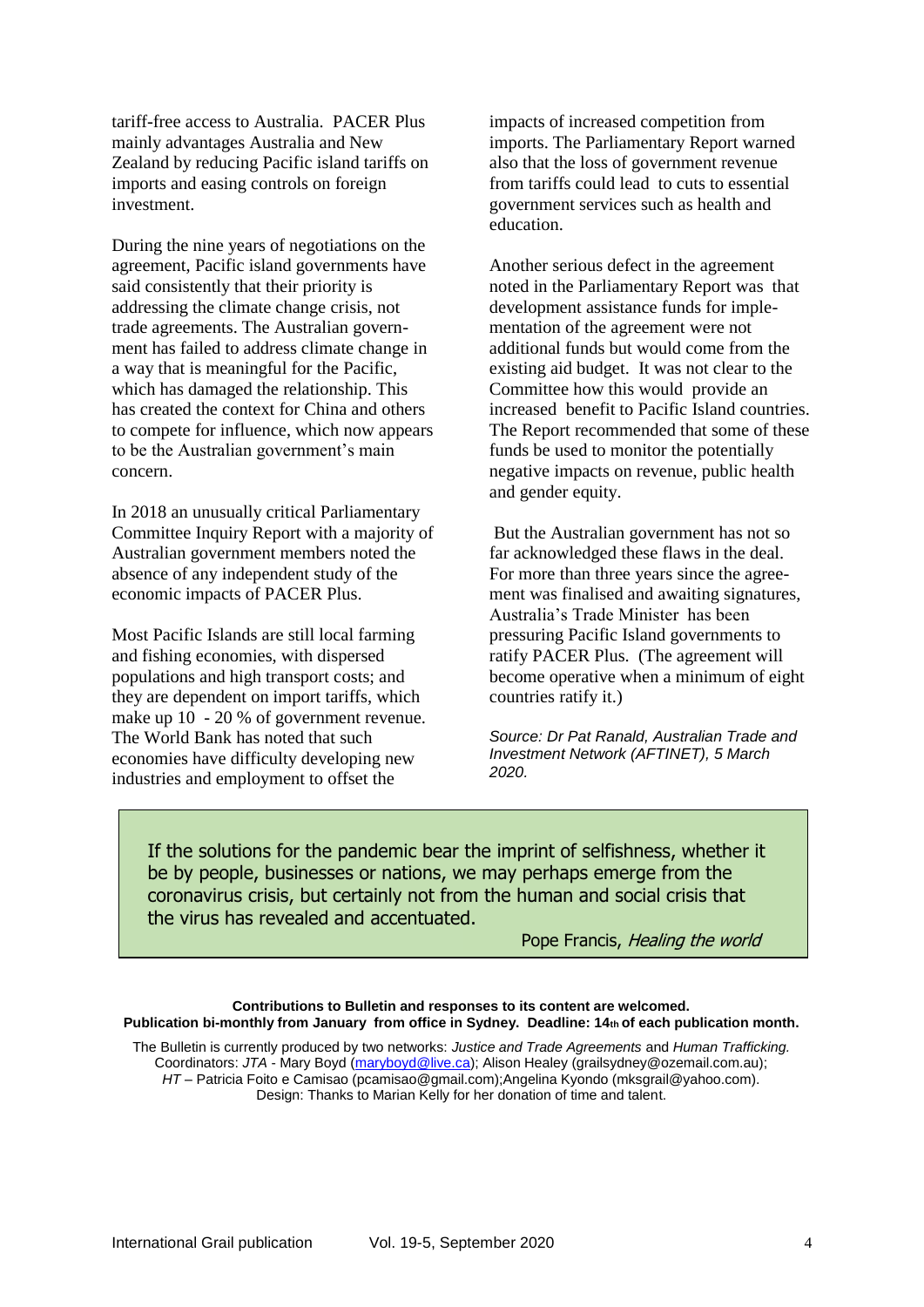tariff-free access to Australia. PACER Plus mainly advantages Australia and New Zealand by reducing Pacific island tariffs on imports and easing controls on foreign investment.

During the nine years of negotiations on the agreement, Pacific island governments have said consistently that their priority is addressing the climate change crisis, not trade agreements. The Australian government has failed to address climate change in a way that is meaningful for the Pacific, which has damaged the relationship. This has created the context for China and others to compete for influence, which now appears to be the Australian government's main concern.

In 2018 an unusually critical Parliamentary Committee Inquiry Report with a majority of Australian government members noted the absence of any independent study of the economic impacts of PACER Plus.

Most Pacific Islands are still local farming and fishing economies, with dispersed populations and high transport costs; and they are dependent on import tariffs, which make up 10 - 20 % of government revenue. The World Bank has noted that such economies have difficulty developing new industries and employment to offset the impacts of increased competition from imports. The Parliamentary Report warned also that the loss of government revenue from tariffs could lead to cuts to essential government services such as health and education.

Another serious defect in the agreement noted in the Parliamentary Report was that development assistance funds for implementation of the agreement were not additional funds but would come from the existing aid budget. It was not clear to the Committee how this would provide an increased benefit to Pacific Island countries. The Report recommended that some of these funds be used to monitor the potentially negative impacts on revenue, public health and gender equity.

But the Australian government has not so far acknowledged these flaws in the deal. For more than three years since the agreement was finalised and awaiting signatures, Australia's Trade Minister has been pressuring Pacific Island governments to ratify PACER Plus. (The agreement will become operative when a minimum of eight countries ratify it.)

*Source: Dr Pat Ranald, Australian Trade and Investment Network (AFTINET), 5 March 2020.*

> If the solutions for the pandemic bear the imprint of selfishness, whether it be by people, businesses or nations, we may perhaps emerge from the coronavirus crisis, but certainly not from the human and social crisis that the virus has revealed and accentuated.
>
> Pope Francis, *Healing the world*

**Contributions to Bulletin and responses to its content are welcomed.**
**Publication bi-monthly from January from office in Sydney. Deadline: 14th of each publication month.**

The Bulletin is currently produced by two networks: *Justice and Trade Agreements* and *Human Trafficking.*
Coordinators: *JTA* - Mary Boyd (maryboyd@live.ca); Alison Healey (grailsydney@ozemail.com.au);
*HT* – Patricia Foito e Camisao (pcamisao@gmail.com);Angelina Kyondo (mksgrail@yahoo.com).
Design: Thanks to Marian Kelly for her donation of time and talent.